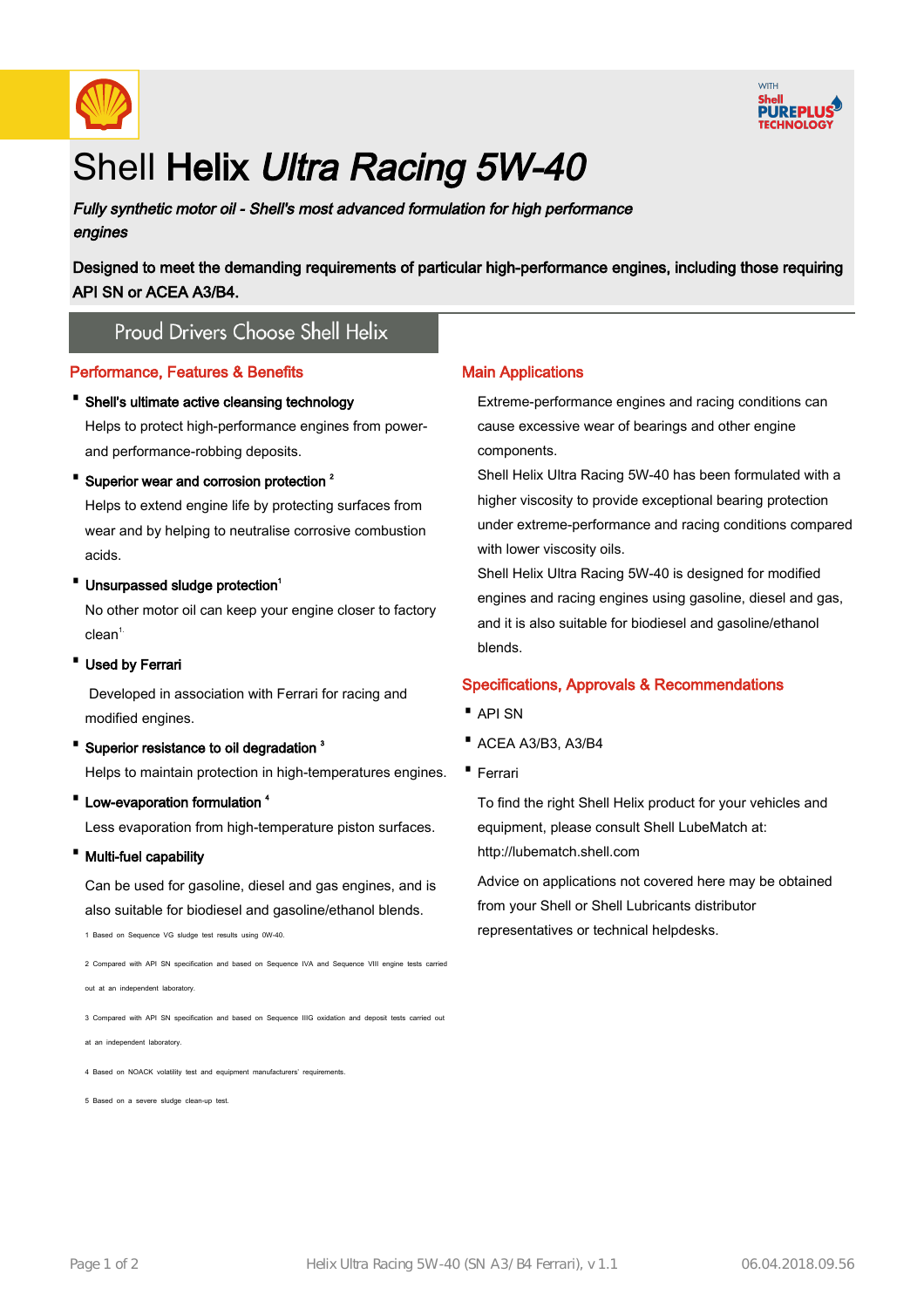# Shell **Helix** *Ultra Racing 5W-40*

***Fully synthetic motor oil - Shell's most advanced formulation for high performance engines***

**Designed to meet the demanding requirements of particular high-performance engines, including those requiring API SN or ACEA A3/B4.**

Proud Drivers Choose Shell Helix

## Performance, Features & Benefits

- **Shell's ultimate active cleansing technology**
  
  Helps to protect high-performance engines from power- and performance-robbing deposits.

- **Superior wear and corrosion protection** [2]
  
  Helps to extend engine life by protecting surfaces from wear and by helping to neutralise corrosive combustion acids.

- **Unsurpassed sludge protection**[1]
  
  No other motor oil can keep your engine closer to factory clean[1.]

- **Used by Ferrari**
  
  Developed in association with Ferrari for racing and modified engines.

- **Superior resistance to oil degradation** [3]
  
  Helps to maintain protection in high-temperatures engines.

- **Low-evaporation formulation** [4]
  
  Less evaporation from high-temperature piston surfaces.

- **Multi-fuel capability**
  
  Can be used for gasoline, diesel and gas engines, and is also suitable for biodiesel and gasoline/ethanol blends.

1 Based on Sequence VG sludge test results using 0W-40.

2 Compared with API SN specification and based on Sequence IVA and Sequence VIII engine tests carried out at an independent laboratory.

3 Compared with API SN specification and based on Sequence IIIG oxidation and deposit tests carried out at an independent laboratory.

4 Based on NOACK volatility test and equipment manufacturers' requirements.

5 Based on a severe sludge clean-up test.

## Main Applications

Extreme-performance engines and racing conditions can cause excessive wear of bearings and other engine components.

Shell Helix Ultra Racing 5W-40 has been formulated with a higher viscosity to provide exceptional bearing protection under extreme-performance and racing conditions compared with lower viscosity oils.

Shell Helix Ultra Racing 5W-40 is designed for modified engines and racing engines using gasoline, diesel and gas, and it is also suitable for biodiesel and gasoline/ethanol blends.

## Specifications, Approvals & Recommendations

- API SN
- ACEA A3/B3, A3/B4
- Ferrari

To find the right Shell Helix product for your vehicles and equipment, please consult Shell LubeMatch at: http://lubematch.shell.com

Advice on applications not covered here may be obtained from your Shell or Shell Lubricants distributor representatives or technical helpdesks.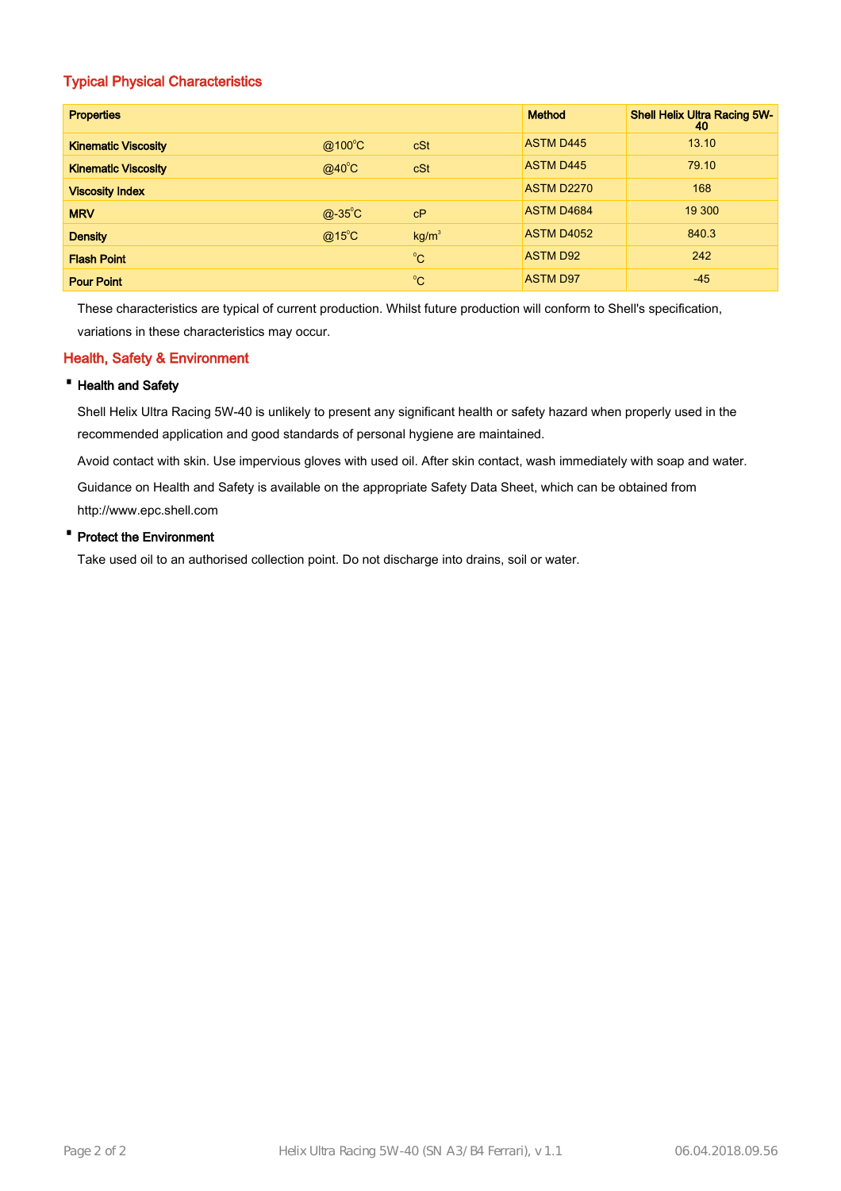## Typical Physical Characteristics

| Properties | | | Method | Shell Helix Ultra Racing 5W-40 |
|---|---|---|---|---|
| **Kinematic Viscosity** | @100°C | cSt | ASTM D445 | 13.10 |
| **Kinematic Viscosity** | @40°C | cSt | ASTM D445 | 79.10 |
| **Viscosity Index** | | | ASTM D2270 | 168 |
| **MRV** | @-35°C | cP | ASTM D4684 | 19 300 |
| **Density** | @15°C | $kg/m^3$ | ASTM D4052 | 840.3 |
| **Flash Point** | | °C | ASTM D92 | 242 |
| **Pour Point** | | °C | ASTM D97 | -45 |

These characteristics are typical of current production. Whilst future production will conform to Shell's specification, variations in these characteristics may occur.

## Health, Safety & Environment

- **Health and Safety**

Shell Helix Ultra Racing 5W-40 is unlikely to present any significant health or safety hazard when properly used in the recommended application and good standards of personal hygiene are maintained.

Avoid contact with skin. Use impervious gloves with used oil. After skin contact, wash immediately with soap and water.

Guidance on Health and Safety is available on the appropriate Safety Data Sheet, which can be obtained from http://www.epc.shell.com

- **Protect the Environment**

Take used oil to an authorised collection point. Do not discharge into drains, soil or water.